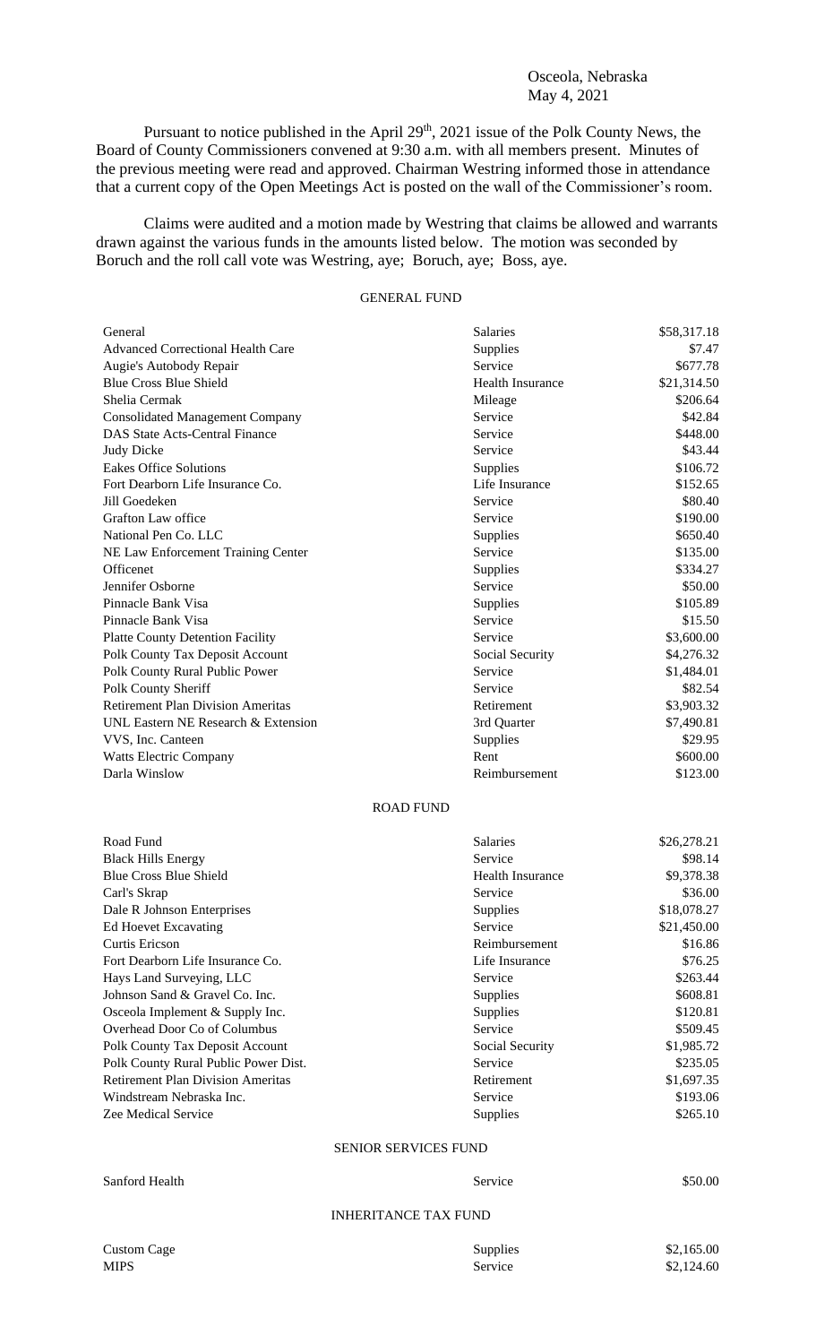Osceola, Nebraska
May 4, 2021

Pursuant to notice published in the April 29th, 2021 issue of the Polk County News, the Board of County Commissioners convened at 9:30 a.m. with all members present. Minutes of the previous meeting were read and approved. Chairman Westring informed those in attendance that a current copy of the Open Meetings Act is posted on the wall of the Commissioner's room.

Claims were audited and a motion made by Westring that claims be allowed and warrants drawn against the various funds in the amounts listed below. The motion was seconded by Boruch and the roll call vote was Westring, aye; Boruch, aye; Boss, aye.

## GENERAL FUND

| | | |
|---|---|---|
| General | Salaries | \$58,317.18 |
| Advanced Correctional Health Care | Supplies | \$7.47 |
| Augie's Autobody Repair | Service | \$677.78 |
| Blue Cross Blue Shield | Health Insurance | \$21,314.50 |
| Shelia Cermak | Mileage | \$206.64 |
| Consolidated Management Company | Service | \$42.84 |
| DAS State Acts-Central Finance | Service | \$448.00 |
| Judy Dicke | Service | \$43.44 |
| Eakes Office Solutions | Supplies | \$106.72 |
| Fort Dearborn Life Insurance Co. | Life Insurance | \$152.65 |
| Jill Goedeken | Service | \$80.40 |
| Grafton Law office | Service | \$190.00 |
| National Pen Co. LLC | Supplies | \$650.40 |
| NE Law Enforcement Training Center | Service | \$135.00 |
| Officenet | Supplies | \$334.27 |
| Jennifer Osborne | Service | \$50.00 |
| Pinnacle Bank Visa | Supplies | \$105.89 |
| Pinnacle Bank Visa | Service | \$15.50 |
| Platte County Detention Facility | Service | \$3,600.00 |
| Polk County Tax Deposit Account | Social Security | \$4,276.32 |
| Polk County Rural Public Power | Service | \$1,484.01 |
| Polk County Sheriff | Service | \$82.54 |
| Retirement Plan Division Ameritas | Retirement | \$3,903.32 |
| UNL Eastern NE Research & Extension | 3rd Quarter | \$7,490.81 |
| VVS, Inc. Canteen | Supplies | \$29.95 |
| Watts Electric Company | Rent | \$600.00 |
| Darla Winslow | Reimbursement | \$123.00 |

## ROAD FUND

| | | |
|---|---|---|
| Road Fund | Salaries | \$26,278.21 |
| Black Hills Energy | Service | \$98.14 |
| Blue Cross Blue Shield | Health Insurance | \$9,378.38 |
| Carl's Skrap | Service | \$36.00 |
| Dale R Johnson Enterprises | Supplies | \$18,078.27 |
| Ed Hoevet Excavating | Service | \$21,450.00 |
| Curtis Ericson | Reimbursement | \$16.86 |
| Fort Dearborn Life Insurance Co. | Life Insurance | \$76.25 |
| Hays Land Surveying, LLC | Service | \$263.44 |
| Johnson Sand & Gravel Co. Inc. | Supplies | \$608.81 |
| Osceola Implement & Supply Inc. | Supplies | \$120.81 |
| Overhead Door Co of Columbus | Service | \$509.45 |
| Polk County Tax Deposit Account | Social Security | \$1,985.72 |
| Polk County Rural Public Power Dist. | Service | \$235.05 |
| Retirement Plan Division Ameritas | Retirement | \$1,697.35 |
| Windstream Nebraska Inc. | Service | \$193.06 |
| Zee Medical Service | Supplies | \$265.10 |

## SENIOR SERVICES FUND

| | | |
|---|---|---|
| Sanford Health | Service | \$50.00 |

## INHERITANCE TAX FUND

| | | |
|---|---|---|
| Custom Cage | Supplies | \$2,165.00 |
| MIPS | Service | \$2,124.60 |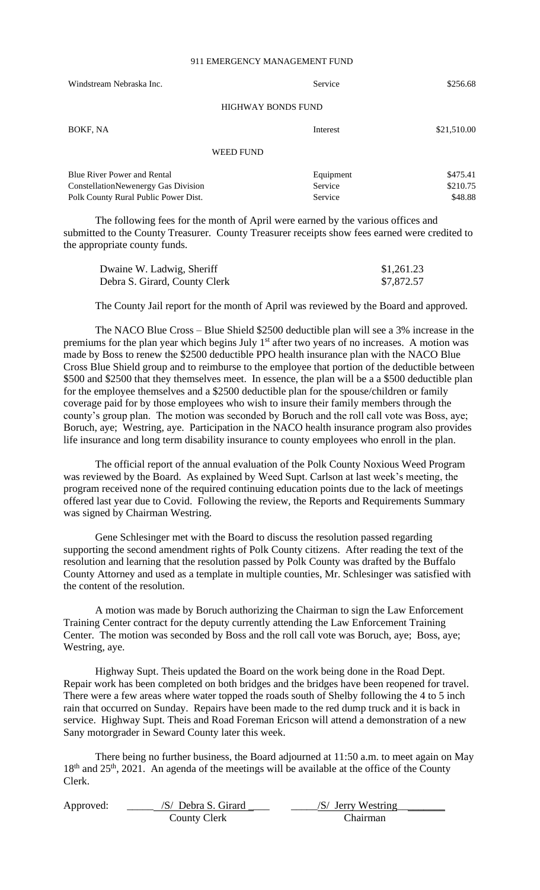911 EMERGENCY MANAGEMENT FUND

| | | |
|---|---|---|
| Windstream Nebraska Inc. | Service | $256.68 |

HIGHWAY BONDS FUND

| | | |
|---|---|---|
| BOKF, NA | Interest | $21,510.00 |

WEED FUND

| | | |
|---|---|---|
| Blue River Power and Rental | Equipment | $475.41 |
| ConstellationNewenergy Gas Division | Service | $210.75 |
| Polk County Rural Public Power Dist. | Service | $48.88 |

The following fees for the month of April were earned by the various offices and submitted to the County Treasurer. County Treasurer receipts show fees earned were credited to the appropriate county funds.

| | |
|---|---|
| Dwaine W. Ladwig, Sheriff | $1,261.23 |
| Debra S. Girard, County Clerk | $7,872.57 |

The County Jail report for the month of April was reviewed by the Board and approved.

The NACO Blue Cross – Blue Shield $2500 deductible plan will see a 3% increase in the premiums for the plan year which begins July 1st after two years of no increases. A motion was made by Boss to renew the $2500 deductible PPO health insurance plan with the NACO Blue Cross Blue Shield group and to reimburse to the employee that portion of the deductible between $500 and $2500 that they themselves meet. In essence, the plan will be a a $500 deductible plan for the employee themselves and a $2500 deductible plan for the spouse/children or family coverage paid for by those employees who wish to insure their family members through the county's group plan. The motion was seconded by Boruch and the roll call vote was Boss, aye; Boruch, aye; Westring, aye. Participation in the NACO health insurance program also provides life insurance and long term disability insurance to county employees who enroll in the plan.

The official report of the annual evaluation of the Polk County Noxious Weed Program was reviewed by the Board. As explained by Weed Supt. Carlson at last week's meeting, the program received none of the required continuing education points due to the lack of meetings offered last year due to Covid. Following the review, the Reports and Requirements Summary was signed by Chairman Westring.

Gene Schlesinger met with the Board to discuss the resolution passed regarding supporting the second amendment rights of Polk County citizens. After reading the text of the resolution and learning that the resolution passed by Polk County was drafted by the Buffalo County Attorney and used as a template in multiple counties, Mr. Schlesinger was satisfied with the content of the resolution.

A motion was made by Boruch authorizing the Chairman to sign the Law Enforcement Training Center contract for the deputy currently attending the Law Enforcement Training Center. The motion was seconded by Boss and the roll call vote was Boruch, aye; Boss, aye; Westring, aye.

Highway Supt. Theis updated the Board on the work being done in the Road Dept. Repair work has been completed on both bridges and the bridges have been reopened for travel. There were a few areas where water topped the roads south of Shelby following the 4 to 5 inch rain that occurred on Sunday. Repairs have been made to the red dump truck and it is back in service. Highway Supt. Theis and Road Foreman Ericson will attend a demonstration of a new Sany motorgrader in Seward County later this week.

There being no further business, the Board adjourned at 11:50 a.m. to meet again on May 18th and 25th, 2021. An agenda of the meetings will be available at the office of the County Clerk.

Approved: /S/ Debra S. Girard — County Clerk &nbsp;&nbsp;&nbsp;&nbsp; /S/ Jerry Westring — Chairman